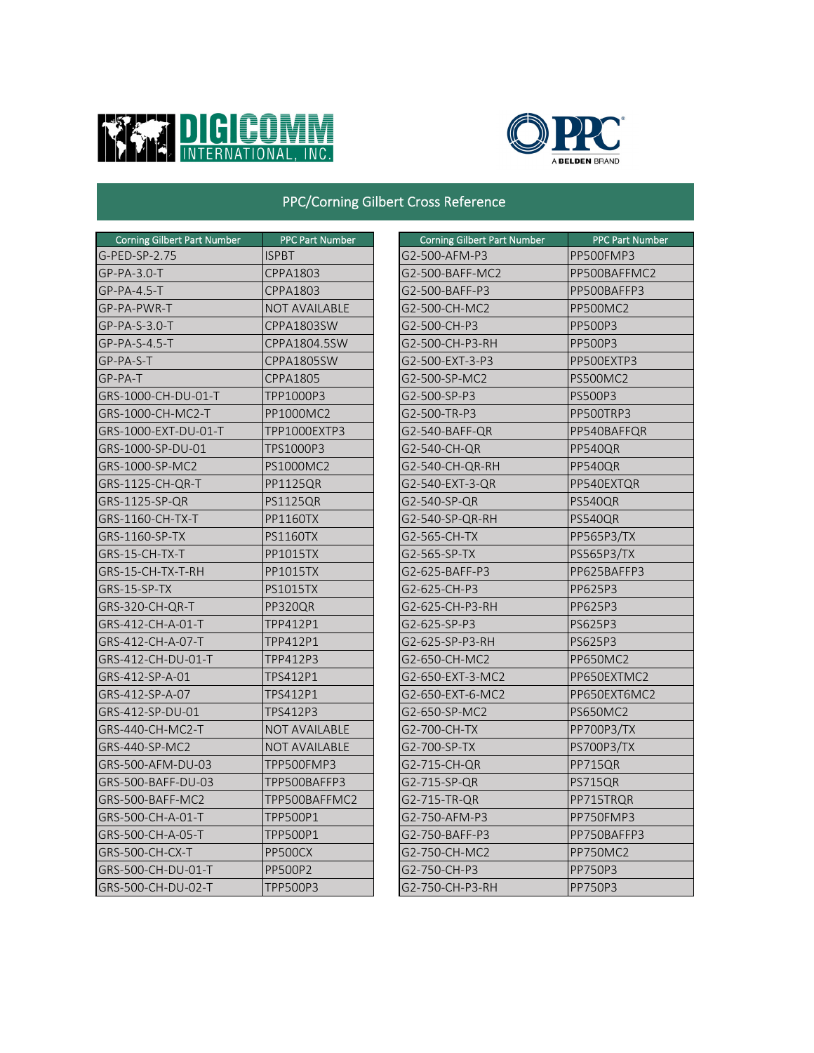# PPC/Corning Gilbert Cross Reference

| Corning Gilbert Part Number | PPC Part Number |
|---|---|
| G-PED-SP-2.75 | ISPBT |
| GP-PA-3.0-T | CPPA1803 |
| GP-PA-4.5-T | CPPA1803 |
| GP-PA-PWR-T | NOT AVAILABLE |
| GP-PA-S-3.0-T | CPPA1803SW |
| GP-PA-S-4.5-T | CPPA1804.5SW |
| GP-PA-S-T | CPPA1805SW |
| GP-PA-T | CPPA1805 |
| GRS-1000-CH-DU-01-T | TPP1000P3 |
| GRS-1000-CH-MC2-T | PP1000MC2 |
| GRS-1000-EXT-DU-01-T | TPP1000EXTP3 |
| GRS-1000-SP-DU-01 | TPS1000P3 |
| GRS-1000-SP-MC2 | PS1000MC2 |
| GRS-1125-CH-QR-T | PP1125QR |
| GRS-1125-SP-QR | PS1125QR |
| GRS-1160-CH-TX-T | PP1160TX |
| GRS-1160-SP-TX | PS1160TX |
| GRS-15-CH-TX-T | PP1015TX |
| GRS-15-CH-TX-T-RH | PP1015TX |
| GRS-15-SP-TX | PS1015TX |
| GRS-320-CH-QR-T | PP320QR |
| GRS-412-CH-A-01-T | TPP412P1 |
| GRS-412-CH-A-07-T | TPP412P1 |
| GRS-412-CH-DU-01-T | TPP412P3 |
| GRS-412-SP-A-01 | TPS412P1 |
| GRS-412-SP-A-07 | TPS412P1 |
| GRS-412-SP-DU-01 | TPS412P3 |
| GRS-440-CH-MC2-T | NOT AVAILABLE |
| GRS-440-SP-MC2 | NOT AVAILABLE |
| GRS-500-AFM-DU-03 | TPP500FMP3 |
| GRS-500-BAFF-DU-03 | TPP500BAFFP3 |
| GRS-500-BAFF-MC2 | TPP500BAFFMC2 |
| GRS-500-CH-A-01-T | TPP500P1 |
| GRS-500-CH-A-05-T | TPP500P1 |
| GRS-500-CH-CX-T | PP500CX |
| GRS-500-CH-DU-01-T | PP500P2 |
| GRS-500-CH-DU-02-T | TPP500P3 |

| Corning Gilbert Part Number | PPC Part Number |
|---|---|
| G2-500-AFM-P3 | PP500FMP3 |
| G2-500-BAFF-MC2 | PP500BAFFMC2 |
| G2-500-BAFF-P3 | PP500BAFFP3 |
| G2-500-CH-MC2 | PP500MC2 |
| G2-500-CH-P3 | PP500P3 |
| G2-500-CH-P3-RH | PP500P3 |
| G2-500-EXT-3-P3 | PP500EXTP3 |
| G2-500-SP-MC2 | PS500MC2 |
| G2-500-SP-P3 | PS500P3 |
| G2-500-TR-P3 | PP500TRP3 |
| G2-540-BAFF-QR | PP540BAFFQR |
| G2-540-CH-QR | PP540QR |
| G2-540-CH-QR-RH | PP540QR |
| G2-540-EXT-3-QR | PP540EXTQR |
| G2-540-SP-QR | PS540QR |
| G2-540-SP-QR-RH | PS540QR |
| G2-565-CH-TX | PP565P3/TX |
| G2-565-SP-TX | PS565P3/TX |
| G2-625-BAFF-P3 | PP625BAFFP3 |
| G2-625-CH-P3 | PP625P3 |
| G2-625-CH-P3-RH | PP625P3 |
| G2-625-SP-P3 | PS625P3 |
| G2-625-SP-P3-RH | PS625P3 |
| G2-650-CH-MC2 | PP650MC2 |
| G2-650-EXT-3-MC2 | PP650EXTMC2 |
| G2-650-EXT-6-MC2 | PP650EXT6MC2 |
| G2-650-SP-MC2 | PS650MC2 |
| G2-700-CH-TX | PP700P3/TX |
| G2-700-SP-TX | PS700P3/TX |
| G2-715-CH-QR | PP715QR |
| G2-715-SP-QR | PS715QR |
| G2-715-TR-QR | PP715TRQR |
| G2-750-AFM-P3 | PP750FMP3 |
| G2-750-BAFF-P3 | PP750BAFFP3 |
| G2-750-CH-MC2 | PP750MC2 |
| G2-750-CH-P3 | PP750P3 |
| G2-750-CH-P3-RH | PP750P3 |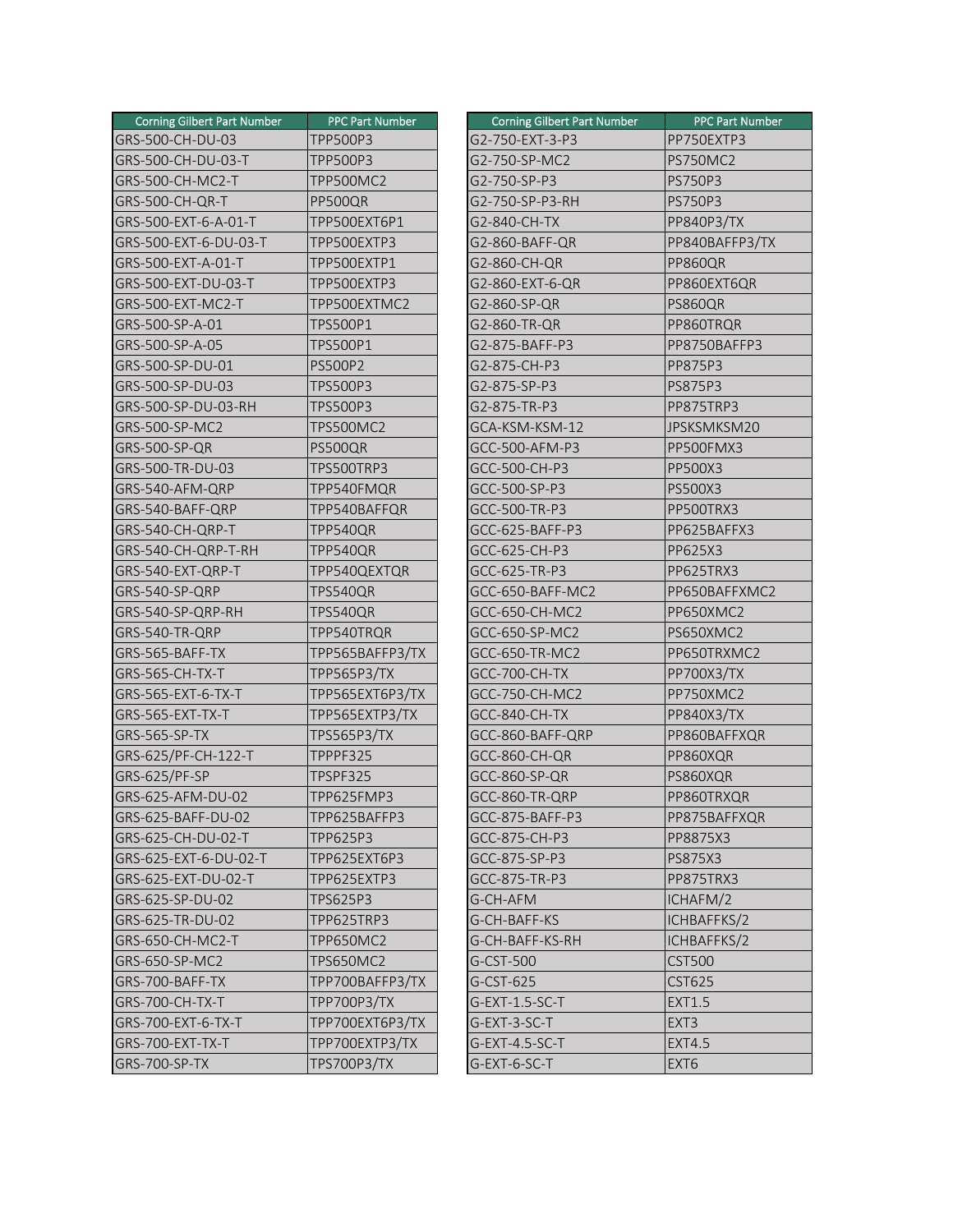| Corning Gilbert Part Number | PPC Part Number |
|---|---|
| GRS-500-CH-DU-03 | TPP500P3 |
| GRS-500-CH-DU-03-T | TPP500P3 |
| GRS-500-CH-MC2-T | TPP500MC2 |
| GRS-500-CH-QR-T | PP500QR |
| GRS-500-EXT-6-A-01-T | TPP500EXT6P1 |
| GRS-500-EXT-6-DU-03-T | TPP500EXTP3 |
| GRS-500-EXT-A-01-T | TPP500EXTP1 |
| GRS-500-EXT-DU-03-T | TPP500EXTP3 |
| GRS-500-EXT-MC2-T | TPP500EXTMC2 |
| GRS-500-SP-A-01 | TPS500P1 |
| GRS-500-SP-A-05 | TPS500P1 |
| GRS-500-SP-DU-01 | PS500P2 |
| GRS-500-SP-DU-03 | TPS500P3 |
| GRS-500-SP-DU-03-RH | TPS500P3 |
| GRS-500-SP-MC2 | TPS500MC2 |
| GRS-500-SP-QR | PS500QR |
| GRS-500-TR-DU-03 | TPS500TRP3 |
| GRS-540-AFM-QRP | TPP540FMQR |
| GRS-540-BAFF-QRP | TPP540BAFFQR |
| GRS-540-CH-QRP-T | TPP540QR |
| GRS-540-CH-QRP-T-RH | TPP540QR |
| GRS-540-EXT-QRP-T | TPP540QEXTQR |
| GRS-540-SP-QRP | TPS540QR |
| GRS-540-SP-QRP-RH | TPS540QR |
| GRS-540-TR-QRP | TPP540TRQR |
| GRS-565-BAFF-TX | TPP565BAFFP3/TX |
| GRS-565-CH-TX-T | TPP565P3/TX |
| GRS-565-EXT-6-TX-T | TPP565EXT6P3/TX |
| GRS-565-EXT-TX-T | TPP565EXTP3/TX |
| GRS-565-SP-TX | TPS565P3/TX |
| GRS-625/PF-CH-122-T | TPPPF325 |
| GRS-625/PF-SP | TPSPF325 |
| GRS-625-AFM-DU-02 | TPP625FMP3 |
| GRS-625-BAFF-DU-02 | TPP625BAFFP3 |
| GRS-625-CH-DU-02-T | TPP625P3 |
| GRS-625-EXT-6-DU-02-T | TPP625EXT6P3 |
| GRS-625-EXT-DU-02-T | TPP625EXTP3 |
| GRS-625-SP-DU-02 | TPS625P3 |
| GRS-625-TR-DU-02 | TPP625TRP3 |
| GRS-650-CH-MC2-T | TPP650MC2 |
| GRS-650-SP-MC2 | TPS650MC2 |
| GRS-700-BAFF-TX | TPP700BAFFP3/TX |
| GRS-700-CH-TX-T | TPP700P3/TX |
| GRS-700-EXT-6-TX-T | TPP700EXT6P3/TX |
| GRS-700-EXT-TX-T | TPP700EXTP3/TX |
| GRS-700-SP-TX | TPS700P3/TX |

| Corning Gilbert Part Number | PPC Part Number |
|---|---|
| G2-750-EXT-3-P3 | PP750EXTP3 |
| G2-750-SP-MC2 | PS750MC2 |
| G2-750-SP-P3 | PS750P3 |
| G2-750-SP-P3-RH | PS750P3 |
| G2-840-CH-TX | PP840P3/TX |
| G2-860-BAFF-QR | PP840BAFFP3/TX |
| G2-860-CH-QR | PP860QR |
| G2-860-EXT-6-QR | PP860EXT6QR |
| G2-860-SP-QR | PS860QR |
| G2-860-TR-QR | PP860TRQR |
| G2-875-BAFF-P3 | PP8750BAFFP3 |
| G2-875-CH-P3 | PP875P3 |
| G2-875-SP-P3 | PS875P3 |
| G2-875-TR-P3 | PP875TRP3 |
| GCA-KSM-KSM-12 | JPSKSMKSM20 |
| GCC-500-AFM-P3 | PP500FMX3 |
| GCC-500-CH-P3 | PP500X3 |
| GCC-500-SP-P3 | PS500X3 |
| GCC-500-TR-P3 | PP500TRX3 |
| GCC-625-BAFF-P3 | PP625BAFFX3 |
| GCC-625-CH-P3 | PP625X3 |
| GCC-625-TR-P3 | PP625TRX3 |
| GCC-650-BAFF-MC2 | PP650BAFFXMC2 |
| GCC-650-CH-MC2 | PP650XMC2 |
| GCC-650-SP-MC2 | PS650XMC2 |
| GCC-650-TR-MC2 | PP650TRXMC2 |
| GCC-700-CH-TX | PP700X3/TX |
| GCC-750-CH-MC2 | PP750XMC2 |
| GCC-840-CH-TX | PP840X3/TX |
| GCC-860-BAFF-QRP | PP860BAFFXQR |
| GCC-860-CH-QR | PP860XQR |
| GCC-860-SP-QR | PS860XQR |
| GCC-860-TR-QRP | PP860TRXQR |
| GCC-875-BAFF-P3 | PP875BAFFXQR |
| GCC-875-CH-P3 | PP8875X3 |
| GCC-875-SP-P3 | PS875X3 |
| GCC-875-TR-P3 | PP875TRX3 |
| G-CH-AFM | ICHAFM/2 |
| G-CH-BAFF-KS | ICHBAFFKS/2 |
| G-CH-BAFF-KS-RH | ICHBAFFKS/2 |
| G-CST-500 | CST500 |
| G-CST-625 | CST625 |
| G-EXT-1.5-SC-T | EXT1.5 |
| G-EXT-3-SC-T | EXT3 |
| G-EXT-4.5-SC-T | EXT4.5 |
| G-EXT-6-SC-T | EXT6 |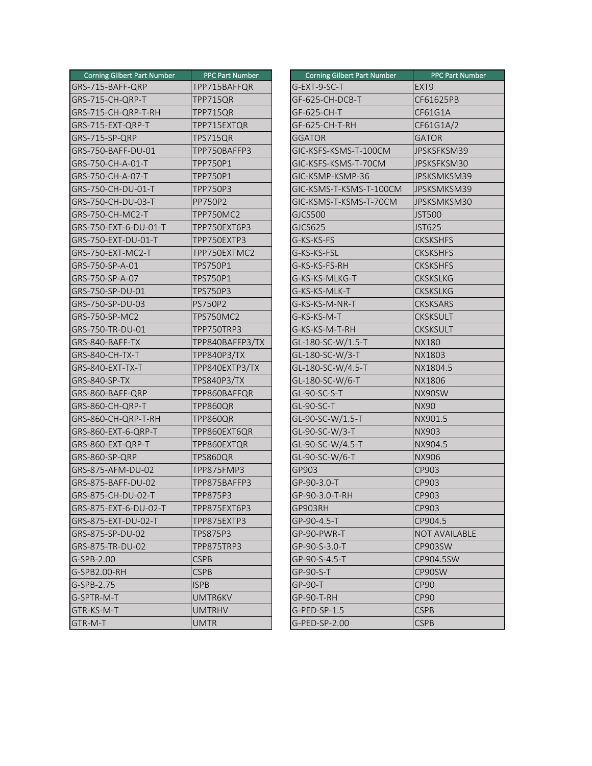| Corning Gilbert Part Number | PPC Part Number |
|---|---|
| GRS-715-BAFF-QRP | TPP715BAFFQR |
| GRS-715-CH-QRP-T | TPP715QR |
| GRS-715-CH-QRP-T-RH | TPP715QR |
| GRS-715-EXT-QRP-T | TPP715EXTQR |
| GRS-715-SP-QRP | TPS715QR |
| GRS-750-BAFF-DU-01 | TPP750BAFFP3 |
| GRS-750-CH-A-01-T | TPP750P1 |
| GRS-750-CH-A-07-T | TPP750P1 |
| GRS-750-CH-DU-01-T | TPP750P3 |
| GRS-750-CH-DU-03-T | PP750P2 |
| GRS-750-CH-MC2-T | TPP750MC2 |
| GRS-750-EXT-6-DU-01-T | TPP750EXT6P3 |
| GRS-750-EXT-DU-01-T | TPP750EXTP3 |
| GRS-750-EXT-MC2-T | TPP750EXTMC2 |
| GRS-750-SP-A-01 | TPS750P1 |
| GRS-750-SP-A-07 | TPS750P1 |
| GRS-750-SP-DU-01 | TPS750P3 |
| GRS-750-SP-DU-03 | PS750P2 |
| GRS-750-SP-MC2 | TPS750MC2 |
| GRS-750-TR-DU-01 | TPP750TRP3 |
| GRS-840-BAFF-TX | TPP840BAFFP3/TX |
| GRS-840-CH-TX-T | TPP840P3/TX |
| GRS-840-EXT-TX-T | TPP840EXTP3/TX |
| GRS-840-SP-TX | TPS840P3/TX |
| GRS-860-BAFF-QRP | TPP860BAFFQR |
| GRS-860-CH-QRP-T | TPP860QR |
| GRS-860-CH-QRP-T-RH | TPP860QR |
| GRS-860-EXT-6-QRP-T | TPP860EXT6QR |
| GRS-860-EXT-QRP-T | TPP860EXTQR |
| GRS-860-SP-QRP | TPS860QR |
| GRS-875-AFM-DU-02 | TPP875FMP3 |
| GRS-875-BAFF-DU-02 | TPP875BAFFP3 |
| GRS-875-CH-DU-02-T | TPP875P3 |
| GRS-875-EXT-6-DU-02-T | TPP875EXT6P3 |
| GRS-875-EXT-DU-02-T | TPP875EXTP3 |
| GRS-875-SP-DU-02 | TPS875P3 |
| GRS-875-TR-DU-02 | TPP875TRP3 |
| G-SPB-2.00 | CSPB |
| G-SPB2.00-RH | CSPB |
| G-SPB-2.75 | ISPB |
| G-SPTR-M-T | UMTR6KV |
| GTR-KS-M-T | UMTRHV |
| GTR-M-T | UMTR |

| Corning Gilbert Part Number | PPC Part Number |
|---|---|
| G-EXT-9-SC-T | EXT9 |
| GF-625-CH-DCB-T | CF61625PB |
| GF-625-CH-T | CF61G1A |
| GF-625-CH-T-RH | CF61G1A/2 |
| GGATOR | GATOR |
| GIC-KSFS-KSMS-T-100CM | JPSKSFKSM39 |
| GIC-KSFS-KSMS-T-70CM | JPSKSFKSM30 |
| GIC-KSMP-KSMP-36 | JPSKSMKSM39 |
| GIC-KSMS-T-KSMS-T-100CM | JPSKSMKSM39 |
| GIC-KSMS-T-KSMS-T-70CM | JPSKSMKSM30 |
| GJCS500 | JST500 |
| GJCS625 | JST625 |
| G-KS-KS-FS | CKSKSHFS |
| G-KS-KS-FSL | CKSKSHFS |
| G-KS-KS-FS-RH | CKSKSHFS |
| G-KS-KS-MLKG-T | CKSKSLKG |
| G-KS-KS-MLK-T | CKSKSLKG |
| G-KS-KS-M-NR-T | CKSKSARS |
| G-KS-KS-M-T | CKSKSULT |
| G-KS-KS-M-T-RH | CKSKSULT |
| GL-180-SC-W/1.5-T | NX180 |
| GL-180-SC-W/3-T | NX1803 |
| GL-180-SC-W/4.5-T | NX1804.5 |
| GL-180-SC-W/6-T | NX1806 |
| GL-90-SC-S-T | NX90SW |
| GL-90-SC-T | NX90 |
| GL-90-SC-W/1.5-T | NX901.5 |
| GL-90-SC-W/3-T | NX903 |
| GL-90-SC-W/4.5-T | NX904.5 |
| GL-90-SC-W/6-T | NX906 |
| GP903 | CP903 |
| GP-90-3.0-T | CP903 |
| GP-90-3.0-T-RH | CP903 |
| GP903RH | CP903 |
| GP-90-4.5-T | CP904.5 |
| GP-90-PWR-T | NOT AVAILABLE |
| GP-90-S-3.0-T | CP903SW |
| GP-90-S-4.5-T | CP904.5SW |
| GP-90-S-T | CP90SW |
| GP-90-T | CP90 |
| GP-90-T-RH | CP90 |
| G-PED-SP-1.5 | CSPB |
| G-PED-SP-2.00 | CSPB |